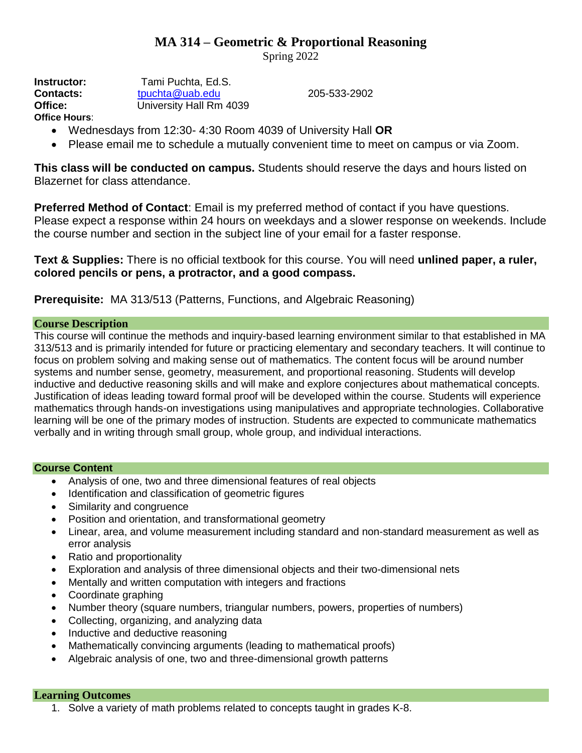# MA 314 – Geometric & Proportional Reasoning

Spring 2022

**Instructor:** Tami Puchta, Ed.S.
**Contacts:** tpuchta@uab.edu 205-533-2902
**Office:** University Hall Rm 4039
**Office Hours**:

- Wednesdays from 12:30- 4:30 Room 4039 of University Hall **OR**
- Please email me to schedule a mutually convenient time to meet on campus or via Zoom.

**This class will be conducted on campus.** Students should reserve the days and hours listed on Blazernet for class attendance.

**Preferred Method of Contact**: Email is my preferred method of contact if you have questions. Please expect a response within 24 hours on weekdays and a slower response on weekends. Include the course number and section in the subject line of your email for a faster response.

**Text & Supplies:** There is no official textbook for this course. You will need **unlined paper, a ruler, colored pencils or pens, a protractor, and a good compass.**

**Prerequisite:** MA 313/513 (Patterns, Functions, and Algebraic Reasoning)

## Course Description

This course will continue the methods and inquiry-based learning environment similar to that established in MA 313/513 and is primarily intended for future or practicing elementary and secondary teachers. It will continue to focus on problem solving and making sense out of mathematics. The content focus will be around number systems and number sense, geometry, measurement, and proportional reasoning. Students will develop inductive and deductive reasoning skills and will make and explore conjectures about mathematical concepts. Justification of ideas leading toward formal proof will be developed within the course. Students will experience mathematics through hands-on investigations using manipulatives and appropriate technologies. Collaborative learning will be one of the primary modes of instruction. Students are expected to communicate mathematics verbally and in writing through small group, whole group, and individual interactions.

## Course Content

- Analysis of one, two and three dimensional features of real objects
- Identification and classification of geometric figures
- Similarity and congruence
- Position and orientation, and transformational geometry
- Linear, area, and volume measurement including standard and non-standard measurement as well as error analysis
- Ratio and proportionality
- Exploration and analysis of three dimensional objects and their two-dimensional nets
- Mentally and written computation with integers and fractions
- Coordinate graphing
- Number theory (square numbers, triangular numbers, powers, properties of numbers)
- Collecting, organizing, and analyzing data
- Inductive and deductive reasoning
- Mathematically convincing arguments (leading to mathematical proofs)
- Algebraic analysis of one, two and three-dimensional growth patterns

## Learning Outcomes

1. Solve a variety of math problems related to concepts taught in grades K-8.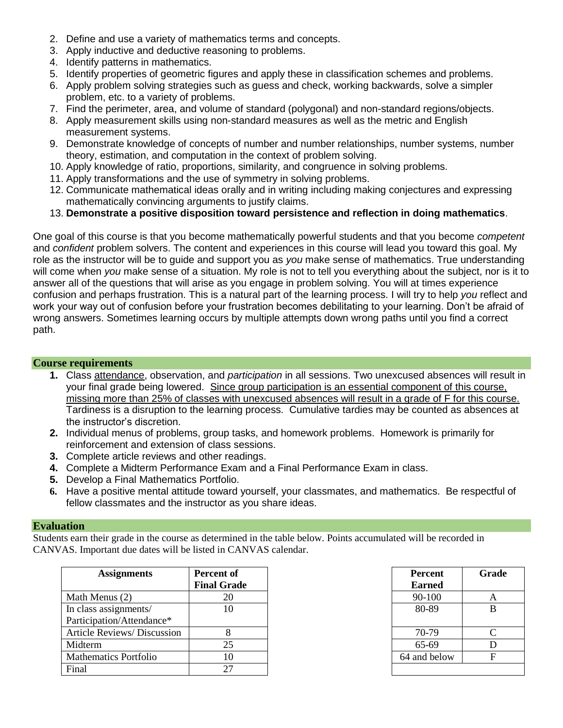2. Define and use a variety of mathematics terms and concepts.
3. Apply inductive and deductive reasoning to problems.
4. Identify patterns in mathematics.
5. Identify properties of geometric figures and apply these in classification schemes and problems.
6. Apply problem solving strategies such as guess and check, working backwards, solve a simpler problem, etc. to a variety of problems.
7. Find the perimeter, area, and volume of standard (polygonal) and non-standard regions/objects.
8. Apply measurement skills using non-standard measures as well as the metric and English measurement systems.
9. Demonstrate knowledge of concepts of number and number relationships, number systems, number theory, estimation, and computation in the context of problem solving.
10. Apply knowledge of ratio, proportions, similarity, and congruence in solving problems.
11. Apply transformations and the use of symmetry in solving problems.
12. Communicate mathematical ideas orally and in writing including making conjectures and expressing mathematically convincing arguments to justify claims.
13. **Demonstrate a positive disposition toward persistence and reflection in doing mathematics**.

One goal of this course is that you become mathematically powerful students and that you become *competent* and *confident* problem solvers. The content and experiences in this course will lead you toward this goal. My role as the instructor will be to guide and support you as *you* make sense of mathematics. True understanding will come when *you* make sense of a situation. My role is not to tell you everything about the subject, nor is it to answer all of the questions that will arise as you engage in problem solving. You will at times experience confusion and perhaps frustration. This is a natural part of the learning process. I will try to help *you* reflect and work your way out of confusion before your frustration becomes debilitating to your learning. Don't be afraid of wrong answers. Sometimes learning occurs by multiple attempts down wrong paths until you find a correct path.

## Course requirements

1. Class attendance, observation, and *participation* in all sessions. Two unexcused absences will result in your final grade being lowered. Since group participation is an essential component of this course, missing more than 25% of classes with unexcused absences will result in a grade of F for this course. Tardiness is a disruption to the learning process. Cumulative tardies may be counted as absences at the instructor's discretion.
2. Individual menus of problems, group tasks, and homework problems. Homework is primarily for reinforcement and extension of class sessions.
3. Complete article reviews and other readings.
4. Complete a Midterm Performance Exam and a Final Performance Exam in class.
5. Develop a Final Mathematics Portfolio.
6. Have a positive mental attitude toward yourself, your classmates, and mathematics. Be respectful of fellow classmates and the instructor as you share ideas.

## Evaluation

Students earn their grade in the course as determined in the table below. Points accumulated will be recorded in CANVAS. Important due dates will be listed in CANVAS calendar.

| Assignments | Percent of Final Grade |
|---|---|
| Math Menus (2) | 20 |
| In class assignments/ Participation/Attendance* | 10 |
| Article Reviews/ Discussion | 8 |
| Midterm | 25 |
| Mathematics Portfolio | 10 |
| Final | 27 |

| Percent Earned | Grade |
|---|---|
| 90-100 | A |
| 80-89 | B |
| 70-79 | C |
| 65-69 | D |
| 64 and below | F |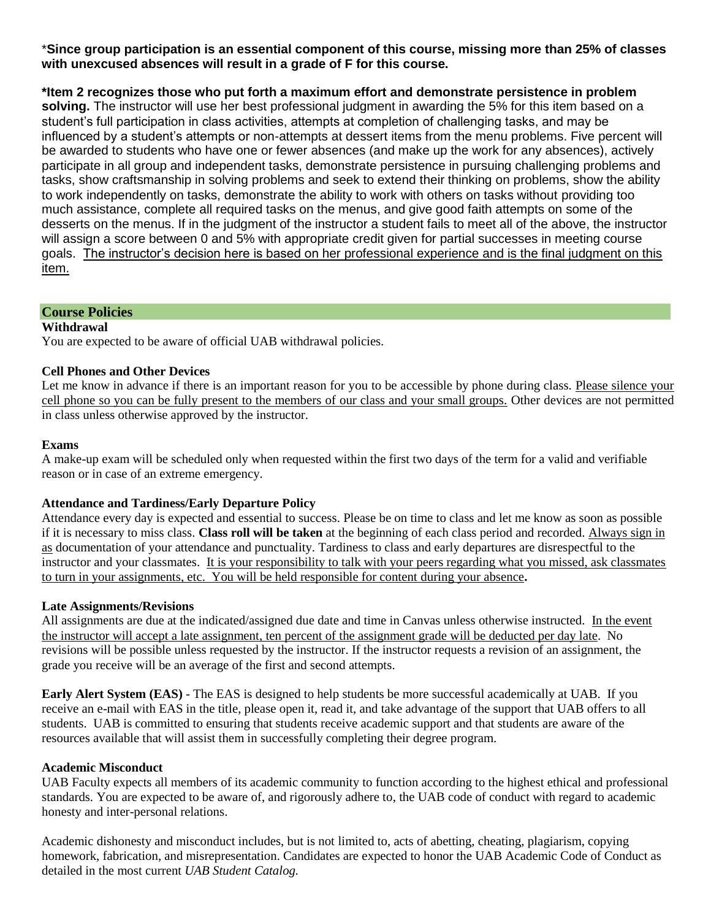\***Since group participation is an essential component of this course, missing more than 25% of classes with unexcused absences will result in a grade of F for this course.**

**\*Item 2 recognizes those who put forth a maximum effort and demonstrate persistence in problem solving.** The instructor will use her best professional judgment in awarding the 5% for this item based on a student's full participation in class activities, attempts at completion of challenging tasks, and may be influenced by a student's attempts or non-attempts at dessert items from the menu problems. Five percent will be awarded to students who have one or fewer absences (and make up the work for any absences), actively participate in all group and independent tasks, demonstrate persistence in pursuing challenging problems and tasks, show craftsmanship in solving problems and seek to extend their thinking on problems, show the ability to work independently on tasks, demonstrate the ability to work with others on tasks without providing too much assistance, complete all required tasks on the menus, and give good faith attempts on some of the desserts on the menus. If in the judgment of the instructor a student fails to meet all of the above, the instructor will assign a score between 0 and 5% with appropriate credit given for partial successes in meeting course goals. The instructor's decision here is based on her professional experience and is the final judgment on this item.

## Course Policies

**Withdrawal**

You are expected to be aware of official UAB withdrawal policies.

**Cell Phones and Other Devices**

Let me know in advance if there is an important reason for you to be accessible by phone during class. Please silence your cell phone so you can be fully present to the members of our class and your small groups. Other devices are not permitted in class unless otherwise approved by the instructor.

**Exams**

A make-up exam will be scheduled only when requested within the first two days of the term for a valid and verifiable reason or in case of an extreme emergency.

**Attendance and Tardiness/Early Departure Policy**

Attendance every day is expected and essential to success. Please be on time to class and let me know as soon as possible if it is necessary to miss class. **Class roll will be taken** at the beginning of each class period and recorded. Always sign in as documentation of your attendance and punctuality. Tardiness to class and early departures are disrespectful to the instructor and your classmates. It is your responsibility to talk with your peers regarding what you missed, ask classmates to turn in your assignments, etc. You will be held responsible for content during your absence**.**

**Late Assignments/Revisions**

All assignments are due at the indicated/assigned due date and time in Canvas unless otherwise instructed. In the event the instructor will accept a late assignment, ten percent of the assignment grade will be deducted per day late. No revisions will be possible unless requested by the instructor. If the instructor requests a revision of an assignment, the grade you receive will be an average of the first and second attempts.

**Early Alert System (EAS) -** The EAS is designed to help students be more successful academically at UAB. If you receive an e-mail with EAS in the title, please open it, read it, and take advantage of the support that UAB offers to all students. UAB is committed to ensuring that students receive academic support and that students are aware of the resources available that will assist them in successfully completing their degree program.

**Academic Misconduct**

UAB Faculty expects all members of its academic community to function according to the highest ethical and professional standards. You are expected to be aware of, and rigorously adhere to, the UAB code of conduct with regard to academic honesty and inter-personal relations.

Academic dishonesty and misconduct includes, but is not limited to, acts of abetting, cheating, plagiarism, copying homework, fabrication, and misrepresentation. Candidates are expected to honor the UAB Academic Code of Conduct as detailed in the most current *UAB Student Catalog.*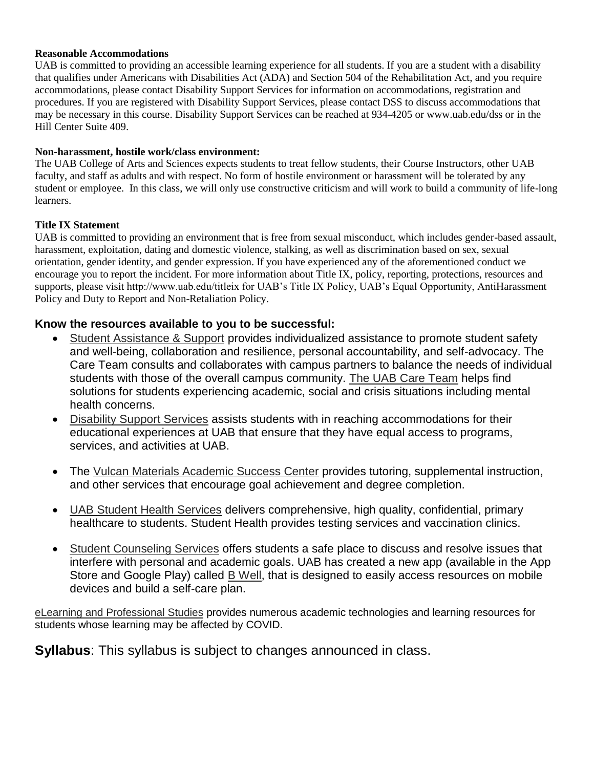**Reasonable Accommodations**

UAB is committed to providing an accessible learning experience for all students. If you are a student with a disability that qualifies under Americans with Disabilities Act (ADA) and Section 504 of the Rehabilitation Act, and you require accommodations, please contact Disability Support Services for information on accommodations, registration and procedures. If you are registered with Disability Support Services, please contact DSS to discuss accommodations that may be necessary in this course. Disability Support Services can be reached at 934-4205 or www.uab.edu/dss or in the Hill Center Suite 409.

**Non-harassment, hostile work/class environment:**

The UAB College of Arts and Sciences expects students to treat fellow students, their Course Instructors, other UAB faculty, and staff as adults and with respect. No form of hostile environment or harassment will be tolerated by any student or employee. In this class, we will only use constructive criticism and will work to build a community of life-long learners.

**Title IX Statement**

UAB is committed to providing an environment that is free from sexual misconduct, which includes gender-based assault, harassment, exploitation, dating and domestic violence, stalking, as well as discrimination based on sex, sexual orientation, gender identity, and gender expression. If you have experienced any of the aforementioned conduct we encourage you to report the incident. For more information about Title IX, policy, reporting, protections, resources and supports, please visit http://www.uab.edu/titleix for UAB's Title IX Policy, UAB's Equal Opportunity, AntiHarassment Policy and Duty to Report and Non-Retaliation Policy.

### Know the resources available to you to be successful:

- Student Assistance & Support provides individualized assistance to promote student safety and well-being, collaboration and resilience, personal accountability, and self-advocacy. The Care Team consults and collaborates with campus partners to balance the needs of individual students with those of the overall campus community. The UAB Care Team helps find solutions for students experiencing academic, social and crisis situations including mental health concerns.
- Disability Support Services assists students with in reaching accommodations for their educational experiences at UAB that ensure that they have equal access to programs, services, and activities at UAB.
- The Vulcan Materials Academic Success Center provides tutoring, supplemental instruction, and other services that encourage goal achievement and degree completion.
- UAB Student Health Services delivers comprehensive, high quality, confidential, primary healthcare to students. Student Health provides testing services and vaccination clinics.
- Student Counseling Services offers students a safe place to discuss and resolve issues that interfere with personal and academic goals. UAB has created a new app (available in the App Store and Google Play) called B Well, that is designed to easily access resources on mobile devices and build a self-care plan.

eLearning and Professional Studies provides numerous academic technologies and learning resources for students whose learning may be affected by COVID.

**Syllabus**: This syllabus is subject to changes announced in class.